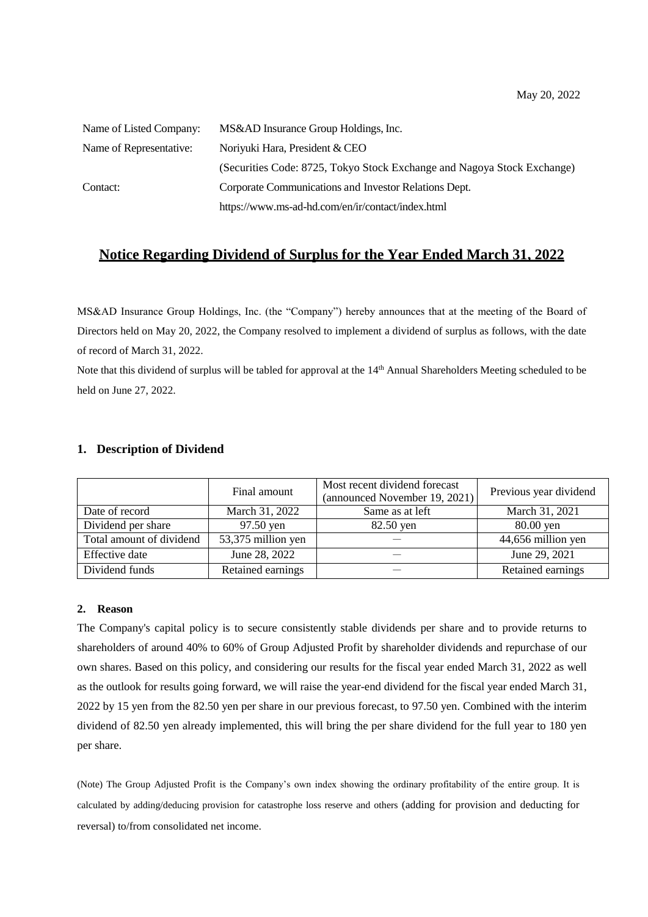May 20, 2022

| | |
|---|---|
| Name of Listed Company: | MS&AD Insurance Group Holdings, Inc. |
| Name of Representative: | Noriyuki Hara, President & CEO |
| | (Securities Code: 8725, Tokyo Stock Exchange and Nagoya Stock Exchange) |
| Contact: | Corporate Communications and Investor Relations Dept. |
| | https://www.ms-ad-hd.com/en/ir/contact/index.html |

# Notice Regarding Dividend of Surplus for the Year Ended March 31, 2022

MS&AD Insurance Group Holdings, Inc. (the "Company") hereby announces that at the meeting of the Board of Directors held on May 20, 2022, the Company resolved to implement a dividend of surplus as follows, with the date of record of March 31, 2022.

Note that this dividend of surplus will be tabled for approval at the 14th Annual Shareholders Meeting scheduled to be held on June 27, 2022.

## 1. Description of Dividend

| | Final amount | Most recent dividend forecast (announced November 19, 2021) | Previous year dividend |
|---|---|---|---|
| Date of record | March 31, 2022 | Same as at left | March 31, 2021 |
| Dividend per share | 97.50 yen | 82.50 yen | 80.00 yen |
| Total amount of dividend | 53,375 million yen | ― | 44,656 million yen |
| Effective date | June 28, 2022 | ― | June 29, 2021 |
| Dividend funds | Retained earnings | ― | Retained earnings |

### 2. Reason

The Company's capital policy is to secure consistently stable dividends per share and to provide returns to shareholders of around 40% to 60% of Group Adjusted Profit by shareholder dividends and repurchase of our own shares. Based on this policy, and considering our results for the fiscal year ended March 31, 2022 as well as the outlook for results going forward, we will raise the year-end dividend for the fiscal year ended March 31, 2022 by 15 yen from the 82.50 yen per share in our previous forecast, to 97.50 yen. Combined with the interim dividend of 82.50 yen already implemented, this will bring the per share dividend for the full year to 180 yen per share.

(Note) The Group Adjusted Profit is the Company's own index showing the ordinary profitability of the entire group. It is calculated by adding/deducing provision for catastrophe loss reserve and others (adding for provision and deducting for reversal) to/from consolidated net income.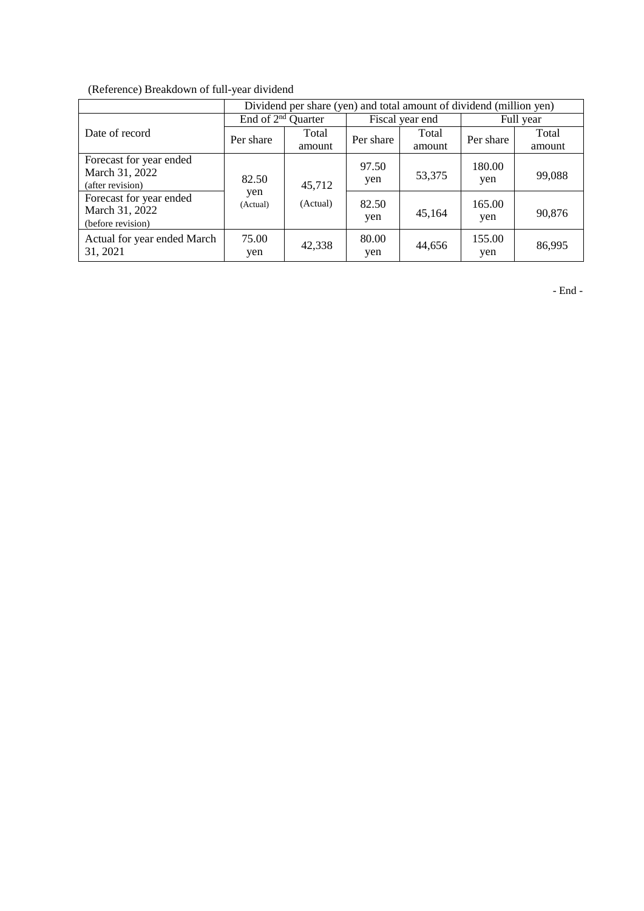(Reference) Breakdown of full-year dividend

| Date of record | Dividend per share (yen) and total amount of dividend (million yen) | | | | | |
|---|---|---|---|---|---|---|
| | End of 2nd Quarter | | Fiscal year end | | Full year | |
| | Per share | Total amount | Per share | Total amount | Per share | Total amount |
| Forecast for year ended March 31, 2022 (after revision) | 82.50 yen (Actual) | 45,712 (Actual) | 97.50 yen | 53,375 | 180.00 yen | 99,088 |
| Forecast for year ended March 31, 2022 (before revision) | | | 82.50 yen | 45,164 | 165.00 yen | 90,876 |
| Actual for year ended March 31, 2021 | 75.00 yen | 42,338 | 80.00 yen | 44,656 | 155.00 yen | 86,995 |

- End -